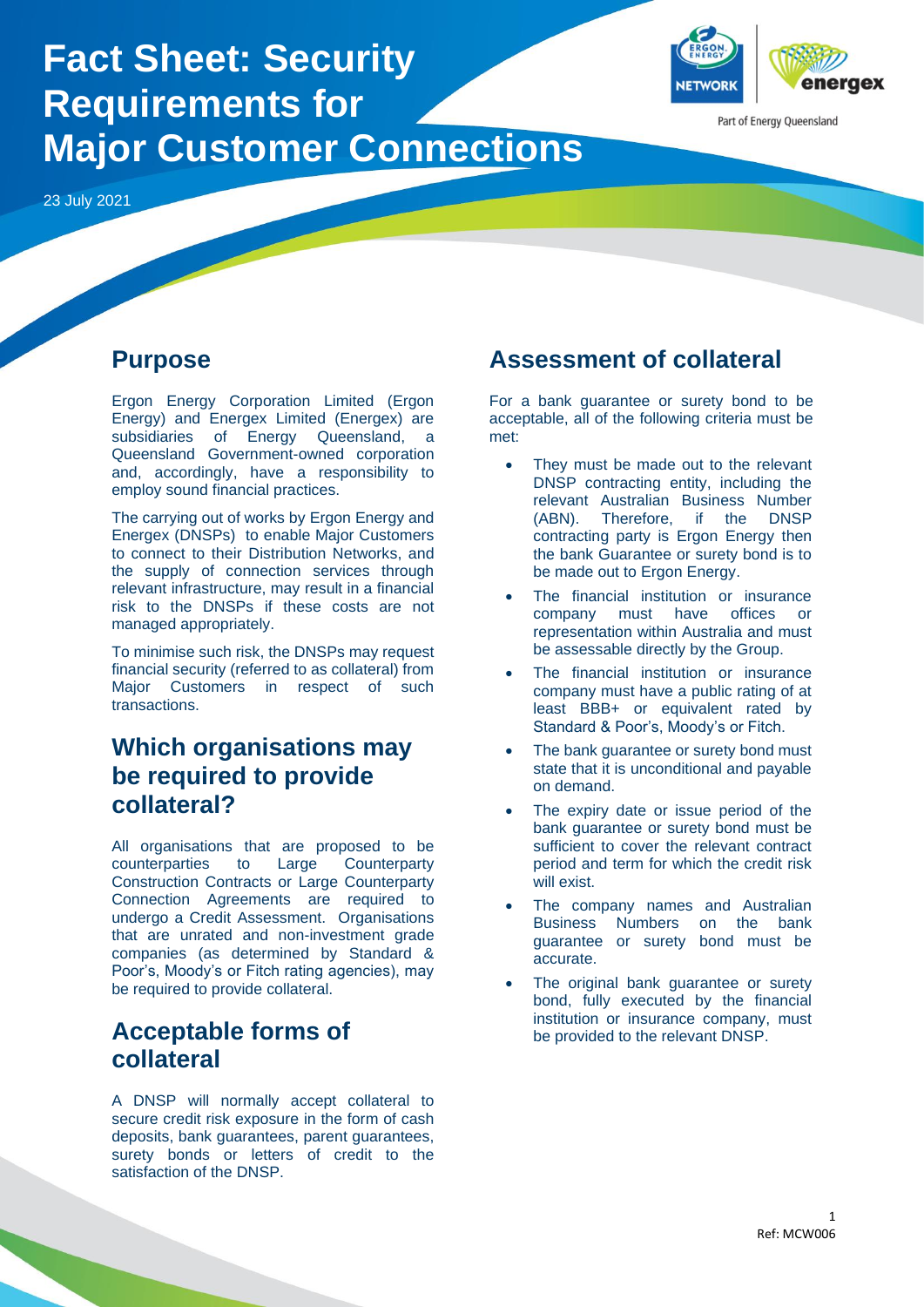# Fact Sheet: Security Requirements for Major Customer Connections

23 July 2021

## Purpose

Ergon Energy Corporation Limited (Ergon Energy) and Energex Limited (Energex) are subsidiaries of Energy Queensland, a Queensland Government-owned corporation and, accordingly, have a responsibility to employ sound financial practices.

The carrying out of works by Ergon Energy and Energex (DNSPs) to enable Major Customers to connect to their Distribution Networks, and the supply of connection services through relevant infrastructure, may result in a financial risk to the DNSPs if these costs are not managed appropriately.

To minimise such risk, the DNSPs may request financial security (referred to as collateral) from Major Customers in respect of such transactions.

## Which organisations may be required to provide collateral?

All organisations that are proposed to be counterparties to Large Counterparty Construction Contracts or Large Counterparty Connection Agreements are required to undergo a Credit Assessment. Organisations that are unrated and non-investment grade companies (as determined by Standard & Poor's, Moody's or Fitch rating agencies), may be required to provide collateral.

## Acceptable forms of collateral

A DNSP will normally accept collateral to secure credit risk exposure in the form of cash deposits, bank guarantees, parent guarantees, surety bonds or letters of credit to the satisfaction of the DNSP.

## Assessment of collateral

For a bank guarantee or surety bond to be acceptable, all of the following criteria must be met:

- They must be made out to the relevant DNSP contracting entity, including the relevant Australian Business Number (ABN). Therefore, if the DNSP contracting party is Ergon Energy then the bank Guarantee or surety bond is to be made out to Ergon Energy.
- The financial institution or insurance company must have offices or representation within Australia and must be assessable directly by the Group.
- The financial institution or insurance company must have a public rating of at least BBB+ or equivalent rated by Standard & Poor's, Moody's or Fitch.
- The bank guarantee or surety bond must state that it is unconditional and payable on demand.
- The expiry date or issue period of the bank guarantee or surety bond must be sufficient to cover the relevant contract period and term for which the credit risk will exist.
- The company names and Australian Business Numbers on the bank guarantee or surety bond must be accurate.
- The original bank guarantee or surety bond, fully executed by the financial institution or insurance company, must be provided to the relevant DNSP.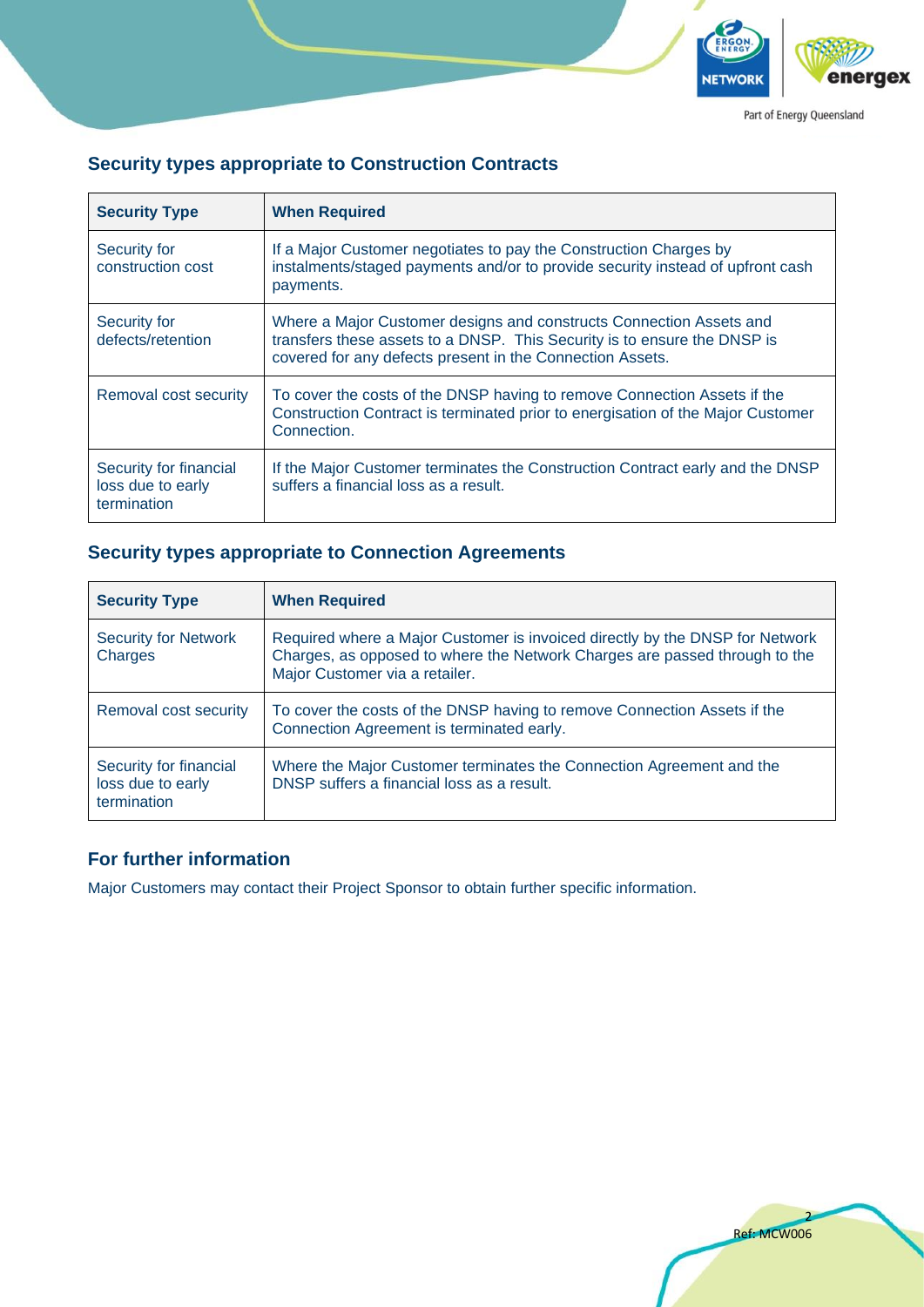## Security types appropriate to Construction Contracts

| Security Type | When Required |
|---|---|
| Security for construction cost | If a Major Customer negotiates to pay the Construction Charges by instalments/staged payments and/or to provide security instead of upfront cash payments. |
| Security for defects/retention | Where a Major Customer designs and constructs Connection Assets and transfers these assets to a DNSP. This Security is to ensure the DNSP is covered for any defects present in the Connection Assets. |
| Removal cost security | To cover the costs of the DNSP having to remove Connection Assets if the Construction Contract is terminated prior to energisation of the Major Customer Connection. |
| Security for financial loss due to early termination | If the Major Customer terminates the Construction Contract early and the DNSP suffers a financial loss as a result. |

## Security types appropriate to Connection Agreements

| Security Type | When Required |
|---|---|
| Security for Network Charges | Required where a Major Customer is invoiced directly by the DNSP for Network Charges, as opposed to where the Network Charges are passed through to the Major Customer via a retailer. |
| Removal cost security | To cover the costs of the DNSP having to remove Connection Assets if the Connection Agreement is terminated early. |
| Security for financial loss due to early termination | Where the Major Customer terminates the Connection Agreement and the DNSP suffers a financial loss as a result. |

## For further information

Major Customers may contact their Project Sponsor to obtain further specific information.